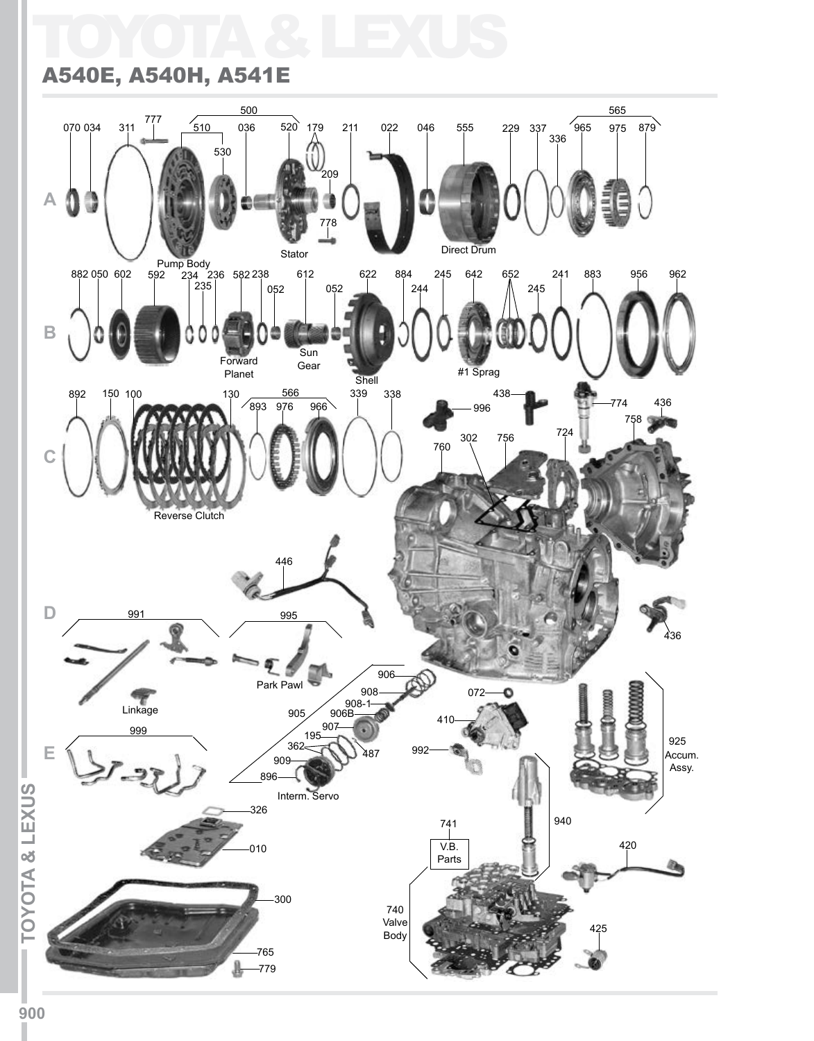# TOYOTA & LEXUS

## A540E, A540H, A541E

A

500 — 070, 034, 311, 777, 510, 530, 036, 520, 179, 209, 778, 211, 022, 046, 555, 229, 337, 336, 565 — 965, 975, 879

Pump Body, Stator, Direct Drum

B

882, 050, 602, 592, 234, 235, 236, 582, 238, 052, 612, 052, 622, 884, 244, 245, 642, 652, 245, 241, 883, 956, 962

Forward Planet, Sun Gear, Shell, #1 Sprag

C

892, 150, 100, 130, 566 — 893, 976, 966, 339, 338, 996, 438, 774, 436, 758, 724, 302, 756, 760

Reverse Clutch

D

446, 991, 995, 436

Linkage, Park Pawl

E

999, 906, 908, 908-1, 905, 906B, 907, 195, 362, 487, 909, 896, 072, 410, 992, 925 Accum. Assy.

Interm. Servo

326, 010, 300, 765, 779, 741 V.B. Parts, 740 Valve Body, 940, 420, 425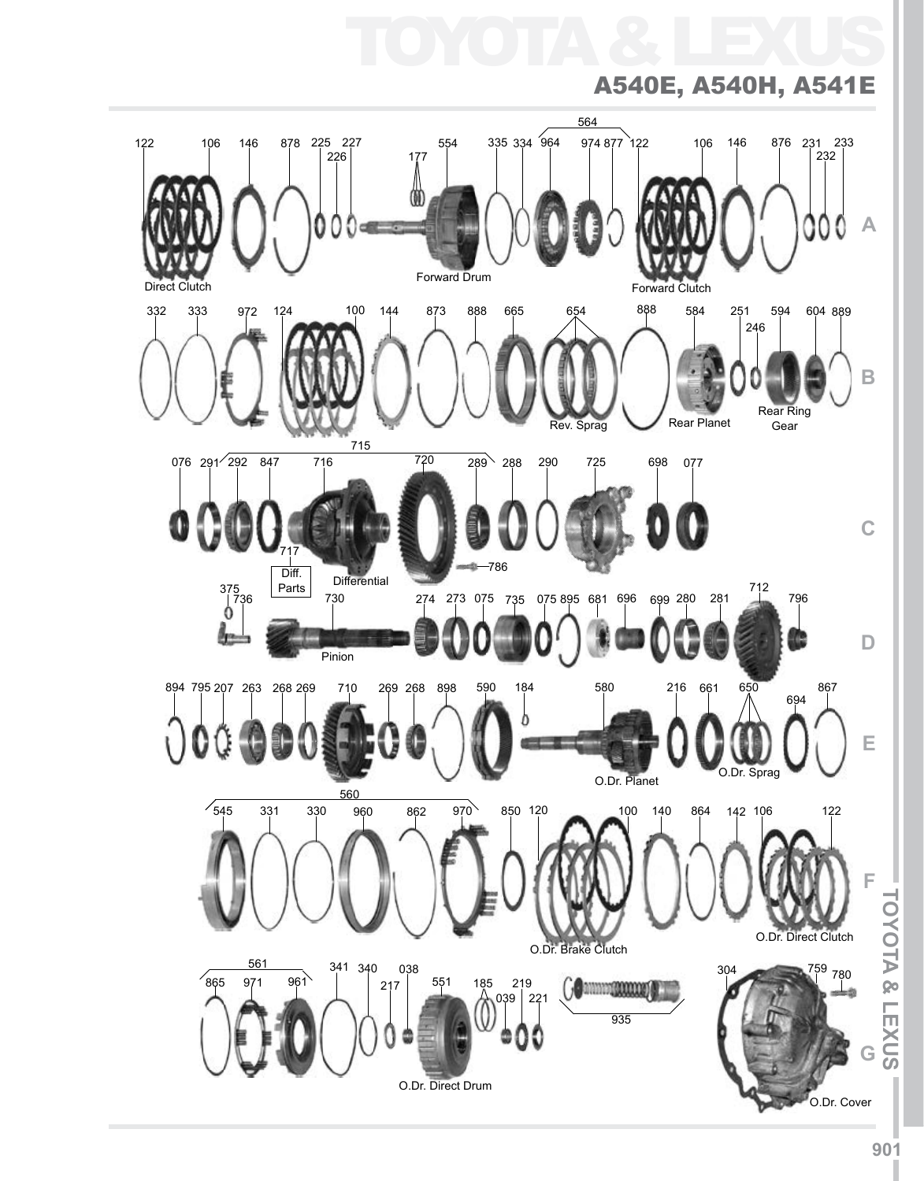# A540E, A540H, A541E

**A**

122 106 146 878 225 226 227 177 554 335 334 564 964 974 877 122 106 146 876 231 232 233

Direct Clutch — Forward Drum — Forward Clutch

**B**

332 333 972 124 100 144 873 888 665 654 888 584 251 246 594 604 889

Rev. Sprag — Rear Planet — Rear Ring Gear

**C**

076 291 292 847 715 716 720 289 288 290 725 698 077

717 Diff. Parts — Differential — 786

**D**

375 736 730 274 273 075 735 075 895 681 696 699 280 281 712 796

Pinion

**E**

894 795 207 263 268 269 710 269 268 898 590 184 580 216 661 650 694 867

O.Dr. Planet — O.Dr. Sprag

**F**

560 545 331 330 960 862 970 850 120 100 140 864 142 106 122

O.Dr. Brake Clutch — O.Dr. Direct Clutch

**G**

561 865 971 961 341 340 217 038 551 185 039 219 221 935 304 759 780

O.Dr. Direct Drum — O.Dr. Cover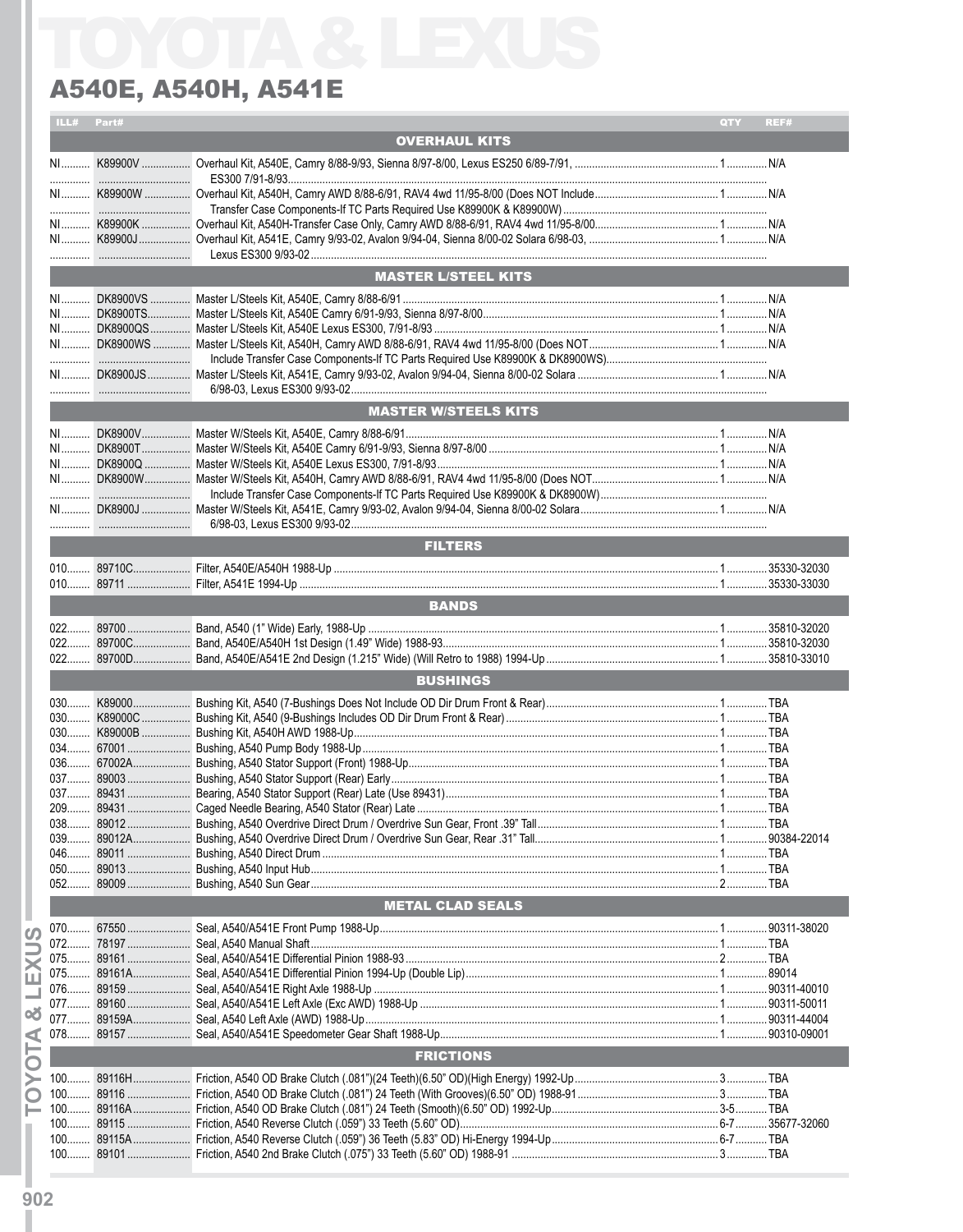# TOYOTA & LEXUS

## A540E, A540H, A541E

| ILL# | Part# | Description | QTY | REF# |
|---|---|---|---|---|
| | | **OVERHAUL KITS** | | |
| NI | K89900V | Overhaul Kit, A540E, Camry 8/88-9/93, Sienna 8/97-8/00, Lexus ES250 6/89-7/91, ES300 7/91-8/93 | 1 | N/A |
| NI | K89900W | Overhaul Kit, A540H, Camry AWD 8/88-6/91, RAV4 4wd 11/95-8/00 (Does NOT Include Transfer Case Components-If TC Parts Required Use K89900K & K89900W) | 1 | N/A |
| NI | K89900K | Overhaul Kit, A540H-Transfer Case Only, Camry AWD 8/88-6/91, RAV4 4wd 11/95-8/00 | 1 | N/A |
| NI | K89900J | Overhaul Kit, A541E, Camry 9/93-02, Avalon 9/94-04, Sienna 8/00-02 Solara 6/98-03, Lexus ES300 9/93-02 | 1 | N/A |
| | | **MASTER L/STEEL KITS** | | |
| NI | DK8900VS | Master L/Steels Kit, A540E, Camry 8/88-6/91 | 1 | N/A |
| NI | DK8900TS | Master L/Steels Kit, A540E Camry 6/91-9/93, Sienna 8/97-8/00 | 1 | N/A |
| NI | DK8900QS | Master L/Steels Kit, A540E Lexus ES300, 7/91-8/93 | 1 | N/A |
| NI | DK8900WS | Master L/Steels Kit, A540H, Camry AWD 8/88-6/91, RAV4 4wd 11/95-8/00 (Does NOT Include Transfer Case Components-If TC Parts Required Use K89900K & DK8900WS) | 1 | N/A |
| NI | DK8900JS | Master L/Steels Kit, A541E, Camry 9/93-02, Avalon 9/94-04, Sienna 8/00-02 Solara 6/98-03, Lexus ES300 9/93-02 | 1 | N/A |
| | | **MASTER W/STEELS KITS** | | |
| NI | DK8900V | Master W/Steels Kit, A540E, Camry 8/88-6/91 | 1 | N/A |
| NI | DK8900T | Master W/Steels Kit, A540E Camry 6/91-9/93, Sienna 8/97-8/00 | 1 | N/A |
| NI | DK8900Q | Master W/Steels Kit, A540E Lexus ES300, 7/91-8/93 | 1 | N/A |
| NI | DK8900W | Master W/Steels Kit, A540H, Camry AWD 8/88-6/91, RAV4 4wd 11/95-8/00 (Does NOT Include Transfer Case Components-If TC Parts Required Use K89900K & DK8900W) | 1 | N/A |
| NI | DK8900J | Master W/Steels Kit, A541E, Camry 9/93-02, Avalon 9/94-04, Sienna 8/00-02 Solara 6/98-03, Lexus ES300 9/93-02 | 1 | N/A |
| | | **FILTERS** | | |
| 010 | 89710C | Filter, A540E/A540H 1988-Up | 1 | 35330-32030 |
| 010 | 89711 | Filter, A541E 1994-Up | 1 | 35330-33030 |
| | | **BANDS** | | |
| 022 | 89700 | Band, A540 (1" Wide) Early, 1988-Up | 1 | 35810-32020 |
| 022 | 89700C | Band, A540E/A540H 1st Design (1.49" Wide) 1988-93 | 1 | 35810-32030 |
| 022 | 89700D | Band, A540E/A541E 2nd Design (1.215" Wide) (Will Retro to 1988) 1994-Up | 1 | 35810-33010 |
| | | **BUSHINGS** | | |
| 030 | K89000 | Bushing Kit, A540 (7-Bushings Does Not Include OD Dir Drum Front & Rear) | 1 | TBA |
| 030 | K89000C | Bushing Kit, A540 (9-Bushings Includes OD Dir Drum Front & Rear) | 1 | TBA |
| 030 | K89000B | Bushing Kit, A540H AWD 1988-Up | 1 | TBA |
| 034 | 67001 | Bushing, A540 Pump Body 1988-Up | 1 | TBA |
| 036 | 67002A | Bushing, A540 Stator Support (Front) 1988-Up | 1 | TBA |
| 037 | 89003 | Bushing, A540 Stator Support (Rear) Early | 1 | TBA |
| 037 | 89431 | Bearing, A540 Stator Support (Rear) Late (Use 89431) | 1 | TBA |
| 209 | 89431 | Caged Needle Bearing, A540 Stator (Rear) Late | 1 | TBA |
| 038 | 89012 | Bushing, A540 Overdrive Direct Drum / Overdrive Sun Gear, Front .39" Tall | 1 | TBA |
| 039 | 89012A | Bushing, A540 Overdrive Direct Drum / Overdrive Sun Gear, Rear .31" Tall | 1 | 90384-22014 |
| 046 | 89011 | Bushing, A540 Direct Drum | 1 | TBA |
| 050 | 89013 | Bushing, A540 Input Hub | 1 | TBA |
| 052 | 89009 | Bushing, A540 Sun Gear | 2 | TBA |
| | | **METAL CLAD SEALS** | | |
| 070 | 67550 | Seal, A540/A541E Front Pump 1988-Up | 1 | 90311-38020 |
| 072 | 78197 | Seal, A540 Manual Shaft | 1 | TBA |
| 075 | 89161 | Seal, A540/A541E Differential Pinion 1988-93 | 2 | TBA |
| 075 | 89161A | Seal, A540/A541E Differential Pinion 1994-Up (Double Lip) | 1 | 89014 |
| 076 | 89159 | Seal, A540/A541E Right Axle 1988-Up | 1 | 90311-40010 |
| 077 | 89160 | Seal, A540/A541E Left Axle (Exc AWD) 1988-Up | 1 | 90311-50011 |
| 077 | 89159A | Seal, A540 Left Axle (AWD) 1988-Up | 1 | 90311-44004 |
| 078 | 89157 | Seal, A540/A541E Speedometer Gear Shaft 1988-Up | 1 | 90310-09001 |
| | | **FRICTIONS** | | |
| 100 | 89116H | Friction, A540 OD Brake Clutch (.081")(24 Teeth)(6.50" OD)(High Energy) 1992-Up | 3 | TBA |
| 100 | 89116 | Friction, A540 OD Brake Clutch (.081") 24 Teeth (With Grooves)(6.50" OD) 1988-91 | 3 | TBA |
| 100 | 89116A | Friction, A540 OD Brake Clutch (.081") 24 Teeth (Smooth)(6.50" OD) 1992-Up | 3-5 | TBA |
| 100 | 89115 | Friction, A540 Reverse Clutch (.059") 33 Teeth (5.60" OD) | 6-7 | 35677-32060 |
| 100 | 89115A | Friction, A540 Reverse Clutch (.059") 36 Teeth (5.83" OD) Hi-Energy 1994-Up | 6-7 | TBA |
| 100 | 89101 | Friction, A540 2nd Brake Clutch (.075") 33 Teeth (5.60" OD) 1988-91 | 3 | TBA |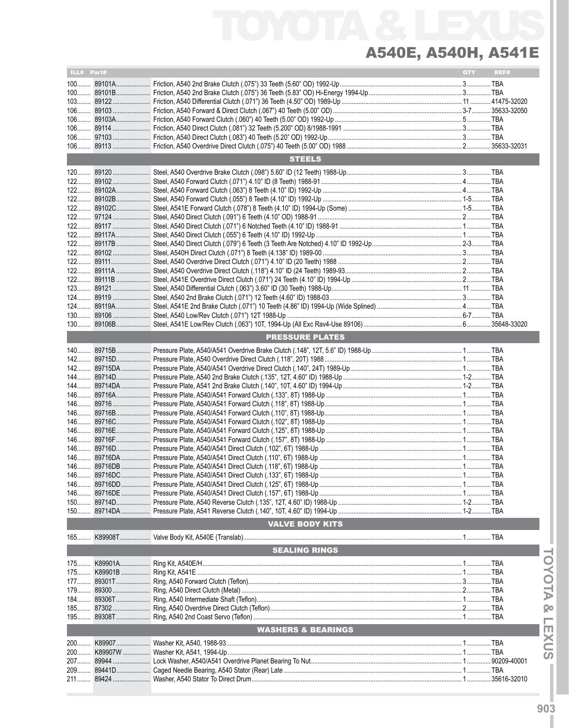# TOYOTA & LEXUS

## A540E, A540H, A541E

| ILL# | Part# | | QTY | REF# |
|---|---|---|---|---|
| 100 | 89101A | Friction, A540 2nd Brake Clutch (.075") 33 Teeth (5.60" OD) 1992-Up | 3 | TBA |
| 100 | 89101B | Friction, A540 2nd Brake Clutch (.075") 36 Teeth (5.83" OD) Hi-Energy 1994-Up | 3 | TBA |
| 103 | 89122 | Friction, A540 Differential Clutch (.071") 36 Teeth (4.50" OD) 1989-Up | 11 | 41475-32020 |
| 106 | 89103 | Friction, A540 Forward & Direct Clutch (.067") 40 Teeth (5.00" OD) | 3-7 | 35633-32050 |
| 106 | 89103A | Friction, A540 Forward Clutch (.060") 40 Teeth (5.00" OD) 1992-Up | 5 | TBA |
| 106 | 89114 | Friction, A540 Direct Clutch (.081") 32 Teeth (5.200" OD) 8/1988-1991 | 3 | TBA |
| 106 | 97103 | Friction, A540 Direct Clutch (.083") 40 Teeth (5.20" OD) 1992-Up | 3 | TBA |
| 106 | 89113 | Friction, A540 Overdrive Direct Clutch (.075") 40 Teeth (5.00" OD) 1988 | 2 | 35633-32031 |
| | | **STEELS** | | |
| 120 | 89120 | Steel, A540 Overdrive Brake Clutch (.098") 5.60" ID (12 Teeth) 1988-Up | 3 | TBA |
| 122 | 89102 | Steel, A540 Forward Clutch (.071") 4.10" ID (8 Teeth) 1988-91 | 4 | TBA |
| 122 | 89102A | Steel, A540 Forward Clutch (.063") 8 Teeth (4.10" ID) 1992-Up | 4 | TBA |
| 122 | 89102B | Steel, A540 Forward Clutch (.055") 8 Teeth (4.10" ID) 1992-Up | 1-5 | TBA |
| 122 | 89102C | Steel, A541E Forward Clutch (.078") 8 Teeth (4.10" ID) 1994-Up (Some) | 1-5 | TBA |
| 122 | 97124 | Steel, A540 Direct Clutch (.091") 6 Teeth (4.10" OD) 1988-91 | 2 | TBA |
| 122 | 89117 | Steel, A540 Direct Clutch (.071") 6 Notched Teeth (4.10" ID) 1988-91 | 1 | TBA |
| 122 | 89117A | Steel, A540 Direct Clutch (.055") 6 Teeth (4.10" ID) 1992-Up | 1 | TBA |
| 122 | 89117B | Steel, A540 Direct Clutch (.079") 6 Teeth (3 Teeth Are Notched) 4.10" ID 1992-Up | 2-3 | TBA |
| 122 | 89102 | Steel, A540H Direct Clutch (.071") 8 Teeth (4.138" ID) 1989-00 | 3 | TBA |
| 122 | 89111 | Steel, A540 Overdrive Direct Clutch (.071") 4.10" ID (20 Teeth) 1988 | 2 | TBA |
| 122 | 89111A | Steel, A540 Overdrive Direct Clutch (.118") 4.10" ID (24 Teeth) 1989-93 | 2 | TBA |
| 122 | 89111B | Steel, A541E Overdrive Direct Clutch (.071") 24 Teeth (4.10" ID) 1994-Up | 2 | TBA |
| 123 | 89121 | Steel, A540 Differential Clutch (.063") 3.60" ID (30 Teeth) 1988-Up | 11 | TBA |
| 124 | 89119 | Steel, A540 2nd Brake Clutch (.071") 12 Teeth (4.60" ID) 1988-03 | 3 | TBA |
| 124 | 89119A | Steel, A541E 2nd Brake Clutch (.071") 10 Teeth (4.86" ID) 1994-Up (Wide Splined) | 4 | TBA |
| 130 | 89106 | Steel, A540 Low/Rev Clutch (.071") 12T 1988-Up | 6-7 | TBA |
| 130 | 89106B | Steel, A541E Low/Rev Clutch (.063") 10T, 1994-Up (All Exc Rav4-Use 89106) | 6 | 35648-33020 |
| | | **PRESSURE PLATES** | | |
| 140 | 89715B | Pressure Plate, A540/A541 Overdrive Brake Clutch (.148", 12T, 5.6" ID) 1988-Up | 1 | TBA |
| 142 | 89715D | Pressure Plate, A540 Overdrive Direct Clutch (.118", 20T) 1988 | 1 | TBA |
| 142 | 89715DA | Pressure Plate, A540/A541 Overdrive Direct Clutch (.140", 24T) 1989-Up | 1 | TBA |
| 144 | 89714D | Pressure Plate, A540 2nd Brake Clutch (.135", 12T, 4.60" ID) 1988-Up | 1-2 | TBA |
| 144 | 89714DA | Pressure Plate, A541 2nd Brake Clutch (.140", 10T, 4.60" ID) 1994-Up | 1-2 | TBA |
| 146 | 89716A | Pressure Plate, A540/A541 Forward Clutch (.133", 8T) 1988-Up | 1 | TBA |
| 146 | 89716 | Pressure Plate, A540/A541 Forward Clutch (.118", 8T) 1988-Up | 1 | TBA |
| 146 | 89716B | Pressure Plate, A540/A541 Forward Clutch (.110", 8T) 1988-Up | 1 | TBA |
| 146 | 89716C | Pressure Plate, A540/A541 Forward Clutch (.102", 8T) 1988-Up | 1 | TBA |
| 146 | 89716E | Pressure Plate, A540/A541 Forward Clutch (.125", 8T) 1988-Up | 1 | TBA |
| 146 | 89716F | Pressure Plate, A540/A541 Forward Clutch (.157", 8T) 1988-Up | 1 | TBA |
| 146 | 89716D | Pressure Plate, A540/A541 Direct Clutch (.102", 6T) 1988-Up | 1 | TBA |
| 146 | 89716DA | Pressure Plate, A540/A541 Direct Clutch (.110", 6T) 1988-Up | 1 | TBA |
| 146 | 89716DB | Pressure Plate, A540/A541 Direct Clutch (.118", 6T) 1988-Up | 1 | TBA |
| 146 | 89716DC | Pressure Plate, A540/A541 Direct Clutch (.133", 6T) 1988-Up | 1 | TBA |
| 146 | 89716DD | Pressure Plate, A540/A541 Direct Clutch (.125", 6T) 1988-Up | 1 | TBA |
| 146 | 89716DE | Pressure Plate, A540/A541 Direct Clutch (.157", 6T) 1988-Up | 1 | TBA |
| 150 | 89714D | Pressure Plate, A540 Reverse Clutch (.135", 12T, 4.60" ID) 1988-Up | 1-2 | TBA |
| 150 | 89714DA | Pressure Plate, A541 Reverse Clutch (.140", 10T, 4.60" ID) 1994-Up | 1-2 | TBA |
| | | **VALVE BODY KITS** | | |
| 165 | K89908T | Valve Body Kit, A540E (Translab) | 1 | TBA |
| | | **SEALING RINGS** | | |
| 175 | K89901A | Ring Kit, A540E/H | 1 | TBA |
| 175 | K89901B | Ring Kit, A541E | 1 | TBA |
| 177 | 89301T | Ring, A540 Forward Clutch (Teflon) | 3 | TBA |
| 179 | 89300 | Ring, A540 Direct Clutch (Metal) | 2 | TBA |
| 184 | 89306T | Ring, A540 Intermediate Shaft (Teflon) | 1 | TBA |
| 185 | 87302 | Ring, A540 Overdrive Direct Clutch (Teflon) | 2 | TBA |
| 195 | 89308T | Ring, A540 2nd Coast Servo (Teflon) | 1 | TBA |
| | | **WASHERS & BEARINGS** | | |
| 200 | K89907 | Washer Kit, A540, 1988-93 | 1 | TBA |
| 200 | K89907W | Washer Kit, A541, 1994-Up | 1 | TBA |
| 207 | 89944 | Lock Washer, A540/A541 Overdrive Planet Bearing To Nut | 1 | 90209-40001 |
| 209 | 89441D | Caged Needle Bearing, A540 Stator (Rear) Late | 1 | TBA |
| 211 | 89424 | Washer, A540 Stator To Direct Drum | 1 | 35616-32010 |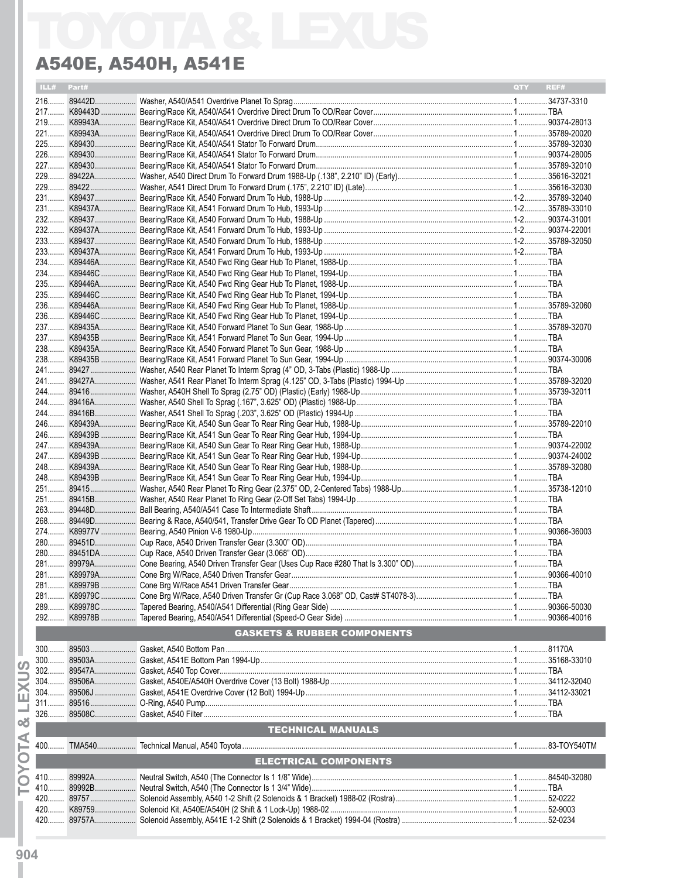# TOYOTA & LEXUS

## A540E, A540H, A541E

| ILL# | Part# | | QTY | REF# |
|---|---|---|---|---|
| 216 | 89442D | Washer, A540/A541 Overdrive Planet To Sprag | 1 | 34737-3310 |
| 217 | K89443D | Bearing/Race Kit, A540/A541 Overdrive Direct Drum To OD/Rear Cover | 1 | TBA |
| 219 | K89943A | Bearing/Race Kit, A540/A541 Overdrive Direct Drum To OD/Rear Cover | 1 | 90374-28013 |
| 221 | K89943A | Bearing/Race Kit, A540/A541 Overdrive Direct Drum To OD/Rear Cover | 1 | 35789-20020 |
| 225 | K89430 | Bearing/Race Kit, A540/A541 Stator To Forward Drum | 1 | 35789-32030 |
| 226 | K89430 | Bearing/Race Kit, A540/A541 Stator To Forward Drum | 1 | 90374-28005 |
| 227 | K89430 | Bearing/Race Kit, A540/A541 Stator To Forward Drum | 1 | 35789-32010 |
| 229 | 89422A | Washer, A540 Direct Drum To Forward Drum 1988-Up (.138", 2.210" ID) (Early) | 1 | 35616-32021 |
| 229 | 89422 | Washer, A541 Direct Drum To Forward Drum (.175", 2.210" ID) (Late) | 1 | 35616-32030 |
| 231 | K89437 | Bearing/Race Kit, A540 Forward Drum To Hub, 1988-Up | 1-2 | 35789-32040 |
| 231 | K89437A | Bearing/Race Kit, A541 Forward Drum To Hub, 1993-Up | 1-2 | 35789-33010 |
| 232 | K89437 | Bearing/Race Kit, A540 Forward Drum To Hub, 1988-Up | 1-2 | 90374-31001 |
| 232 | K89437A | Bearing/Race Kit, A541 Forward Drum To Hub, 1993-Up | 1-2 | 90374-22001 |
| 233 | K89437 | Bearing/Race Kit, A540 Forward Drum To Hub, 1988-Up | 1-2 | 35789-32050 |
| 233 | K89437A | Bearing/Race Kit, A541 Forward Drum To Hub, 1993-Up | 1-2 | TBA |
| 234 | K89446A | Bearing/Race Kit, A540 Fwd Ring Gear Hub To Planet, 1988-Up | 1 | TBA |
| 234 | K89446C | Bearing/Race Kit, A540 Fwd Ring Gear Hub To Planet, 1994-Up | 1 | TBA |
| 235 | K89446A | Bearing/Race Kit, A540 Fwd Ring Gear Hub To Planet, 1988-Up | 1 | TBA |
| 235 | K89446C | Bearing/Race Kit, A540 Fwd Ring Gear Hub To Planet, 1994-Up | 1 | TBA |
| 236 | K89446A | Bearing/Race Kit, A540 Fwd Ring Gear Hub To Planet, 1988-Up | 1 | 35789-32060 |
| 236 | K89446C | Bearing/Race Kit, A540 Fwd Ring Gear Hub To Planet, 1994-Up | 1 | TBA |
| 237 | K89435A | Bearing/Race Kit, A540 Forward Planet To Sun Gear, 1988-Up | 1 | 35789-32070 |
| 237 | K89435B | Bearing/Race Kit, A541 Forward Planet To Sun Gear, 1994-Up | 1 | TBA |
| 238 | K89435A | Bearing/Race Kit, A540 Forward Planet To Sun Gear, 1988-Up | 1 | TBA |
| 238 | K89435B | Bearing/Race Kit, A541 Forward Planet To Sun Gear, 1994-Up | 1 | 90374-30006 |
| 241 | 89427 | Washer, A540 Rear Planet To Interm Sprag (4" OD, 3-Tabs (Plastic) 1988-Up | 1 | TBA |
| 241 | 89427A | Washer, A541 Rear Planet To Interm Sprag (4.125" OD, 3-Tabs (Plastic) 1994-Up | 1 | 35789-32020 |
| 244 | 89416 | Washer, A540H Shell To Sprag (2.75" OD) (Plastic) (Early) 1988-Up | 1 | 35739-32011 |
| 244 | 89416A | Washer, A540 Shell To Sprag (.167", 3.625" OD) (Plastic) 1988-Up | 1 | TBA |
| 244 | 89416B | Washer, A541 Shell To Sprag (.203", 3.625" OD) (Plastic) 1994-Up | 1 | TBA |
| 246 | K89439A | Bearing/Race Kit, A540 Sun Gear To Rear Ring Gear Hub, 1988-Up | 1 | 35789-22010 |
| 246 | K89439B | Bearing/Race Kit, A541 Sun Gear To Rear Ring Gear Hub, 1994-Up | 1 | TBA |
| 247 | K89439A | Bearing/Race Kit, A540 Sun Gear To Rear Ring Gear Hub, 1988-Up | 1 | 90374-22002 |
| 247 | K89439B | Bearing/Race Kit, A541 Sun Gear To Rear Ring Gear Hub, 1994-Up | 1 | 90374-24002 |
| 248 | K89439A | Bearing/Race Kit, A540 Sun Gear To Rear Ring Gear Hub, 1988-Up | 1 | 35789-32080 |
| 248 | K89439B | Bearing/Race Kit, A541 Sun Gear To Rear Ring Gear Hub, 1994-Up | 1 | TBA |
| 251 | 89415 | Washer, A540 Rear Planet To Ring Gear (2.375" OD, 2-Centered Tabs) 1988-Up | 1 | 35738-12010 |
| 251 | 89415B | Washer, A540 Rear Planet To Ring Gear (2-Off Set Tabs) 1994-Up | 1 | TBA |
| 263 | 89448D | Ball Bearing, A540/A541 Case To Intermediate Shaft | 1 | TBA |
| 268 | 89449D | Bearing & Race, A540/541, Transfer Drive Gear To OD Planet (Tapered) | 1 | TBA |
| 274 | K89977V | Bearing, A540 Pinion V-6 1980-Up | 1 | 90366-36003 |
| 280 | 89451D | Cup Race, A540 Driven Transfer Gear (3.300" OD) | 1 | TBA |
| 280 | 89451DA | Cup Race, A540 Driven Transfer Gear (3.068" OD) | 1 | TBA |
| 281 | 89979A | Cone Bearing, A540 Driven Transfer Gear (Uses Cup Race #280 That Is 3.300" OD) | 1 | TBA |
| 281 | K89979A | Cone Brg W/Race, A540 Driven Transfer Gear | 1 | 90366-40010 |
| 281 | K89979B | Cone Brg W/Race A541 Driven Transfer Gear | 1 | TBA |
| 281 | K89979C | Cone Brg W/Race, A540 Driven Transfer Gr (Cup Race 3.068" OD, Cast# ST4078-3) | 1 | TBA |
| 289 | K89978C | Tapered Bearing, A540/A541 Differential (Ring Gear Side) | 1 | 90366-50030 |
| 292 | K89978B | Tapered Bearing, A540/A541 Differential (Speed-O Gear Side) | 1 | 90366-40016 |

### GASKETS & RUBBER COMPONENTS

| ILL# | Part# | | QTY | REF# |
|---|---|---|---|---|
| 300 | 89503 | Gasket, A540 Bottom Pan | 1 | 81170A |
| 300 | 89503A | Gasket, A541E Bottom Pan 1994-Up | 1 | 35168-33010 |
| 302 | 89547A | Gasket, A540 Top Cover | 1 | TBA |
| 304 | 89506A | Gasket, A540E/A540H Overdrive Cover (13 Bolt) 1988-Up | 1 | 34112-32040 |
| 304 | 89506J | Gasket, A541E Overdrive Cover (12 Bolt) 1994-Up | 1 | 34112-33021 |
| 311 | 89516 | O-Ring, A540 Pump | 1 | TBA |
| 326 | 89508C | Gasket, A540 Filter | 1 | TBA |

### TECHNICAL MANUALS

| ILL# | Part# | | QTY | REF# |
|---|---|---|---|---|
| 400 | TMA540 | Technical Manual, A540 Toyota | 1 | 83-TOY540TM |

### ELECTRICAL COMPONENTS

| ILL# | Part# | | QTY | REF# |
|---|---|---|---|---|
| 410 | 89992A | Neutral Switch, A540 (The Connector Is 1 1/8" Wide) | 1 | 84540-32080 |
| 410 | 89992B | Neutral Switch, A540 (The Connector Is 1 3/4" Wide) | 1 | TBA |
| 420 | 89757 | Solenoid Assembly, A540 1-2 Shift (2 Solenoids & 1 Bracket) 1988-02 (Rostra) | 1 | 52-0222 |
| 420 | K89759 | Solenoid Kit, A540E/A540H (2 Shift & 1 Lock-Up) 1988-02 | 1 | 52-9003 |
| 420 | 89757A | Solenoid Assembly, A541E 1-2 Shift (2 Solenoids & 1 Bracket) 1994-04 (Rostra) | 1 | 52-0234 |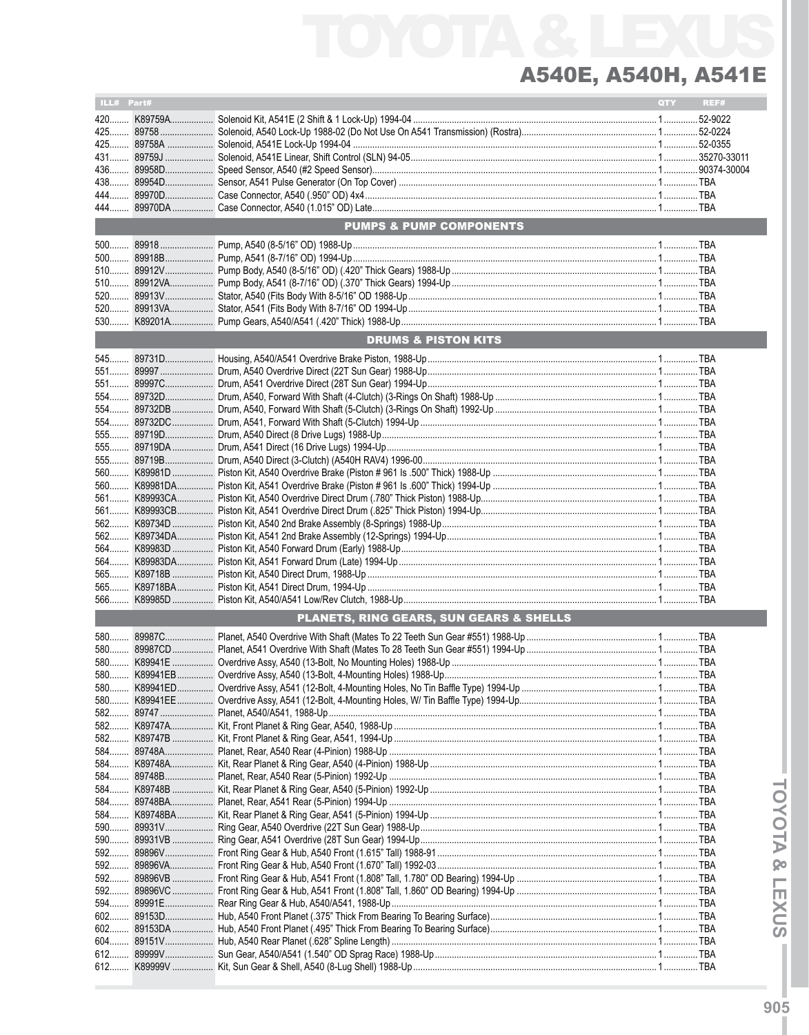# A540E, A540H, A541E

| ILL# | Part# | | QTY | REF# |
|---|---|---|---|---|
| 420 | K89759A | Solenoid Kit, A541E (2 Shift & 1 Lock-Up) 1994-04 | 1 | 52-9022 |
| 425 | 89758 | Solenoid, A540 Lock-Up 1988-02 (Do Not Use On A541 Transmission) (Rostra) | 1 | 52-0224 |
| 425 | 89758A | Solenoid, A541E Lock-Up 1994-04 | 1 | 52-0355 |
| 431 | 89759J | Solenoid, A541E Linear, Shift Control (SLN) 94-05 | 1 | 35270-33011 |
| 436 | 89958D | Speed Sensor, A540 (#2 Speed Sensor) | 1 | 90374-30004 |
| 438 | 89954D | Sensor, A541 Pulse Generator (On Top Cover) | 1 | TBA |
| 444 | 89970D | Case Connector, A540 (.950" OD) 4x4 | 1 | TBA |
| 444 | 89970DA | Case Connector, A540 (1.015" OD) Late | 1 | TBA |
| | | **PUMPS & PUMP COMPONENTS** | | |
| 500 | 89918 | Pump, A540 (8-5/16" OD) 1988-Up | 1 | TBA |
| 500 | 89918B | Pump, A541 (8-7/16" OD) 1994-Up | 1 | TBA |
| 510 | 89912V | Pump Body, A540 (8-5/16" OD) (.420" Thick Gears) 1988-Up | 1 | TBA |
| 510 | 89912VA | Pump Body, A541 (8-7/16" OD) (.370" Thick Gears) 1994-Up | 1 | TBA |
| 520 | 89913V | Stator, A540 (Fits Body With 8-5/16" OD 1988-Up | 1 | TBA |
| 520 | 89913VA | Stator, A541 (Fits Body With 8-7/16" OD 1994-Up | 1 | TBA |
| 530 | K89201A | Pump Gears, A540/A541 (.420" Thick) 1988-Up | 1 | TBA |
| | | **DRUMS & PISTON KITS** | | |
| 545 | 89731D | Housing, A540/A541 Overdrive Brake Piston, 1988-Up | 1 | TBA |
| 551 | 89997 | Drum, A540 Overdrive Direct (22T Sun Gear) 1988-Up | 1 | TBA |
| 551 | 89997C | Drum, A541 Overdrive Direct (28T Sun Gear) 1994-Up | 1 | TBA |
| 554 | 89732D | Drum, A540, Forward With Shaft (4-Clutch) (3-Rings On Shaft) 1988-Up | 1 | TBA |
| 554 | 89732DB | Drum, A540, Forward With Shaft (5-Clutch) (3-Rings On Shaft) 1992-Up | 1 | TBA |
| 554 | 89732DC | Drum, A541, Forward With Shaft (5-Clutch) 1994-Up | 1 | TBA |
| 555 | 89719D | Drum, A540 Direct (8 Drive Lugs) 1988-Up | 1 | TBA |
| 555 | 89719DA | Drum, A541 Direct (16 Drive Lugs) 1994-Up | 1 | TBA |
| 555 | 89719B | Drum, A540 Direct (3-Clutch) (A540H RAV4) 1996-00 | 1 | TBA |
| 560 | K89981D | Piston Kit, A540 Overdrive Brake (Piston # 961 Is .500" Thick) 1988-Up | 1 | TBA |
| 560 | K89981DA | Piston Kit, A541 Overdrive Brake (Piston # 961 Is .600" Thick) 1994-Up | 1 | TBA |
| 561 | K89993CA | Piston Kit, A540 Overdrive Direct Drum (.780" Thick Piston) 1988-Up | 1 | TBA |
| 561 | K89993CB | Piston Kit, A541 Overdrive Direct Drum (.825" Thick Piston) 1994-Up | 1 | TBA |
| 562 | K89734D | Piston Kit, A540 2nd Brake Assembly (8-Springs) 1988-Up | 1 | TBA |
| 562 | K89734DA | Piston Kit, A541 2nd Brake Assembly (12-Springs) 1994-Up | 1 | TBA |
| 564 | K89983D | Piston Kit, A540 Forward Drum (Early) 1988-Up | 1 | TBA |
| 564 | K89983DA | Piston Kit, A541 Forward Drum (Late) 1994-Up | 1 | TBA |
| 565 | K89718B | Piston Kit, A540 Direct Drum, 1988-Up | 1 | TBA |
| 565 | K89718BA | Piston Kit, A541 Direct Drum, 1994-Up | 1 | TBA |
| 566 | K89985D | Piston Kit, A540/A541 Low/Rev Clutch, 1988-Up | 1 | TBA |
| | | **PLANETS, RING GEARS, SUN GEARS & SHELLS** | | |
| 580 | 89987C | Planet, A540 Overdrive With Shaft (Mates To 22 Teeth Sun Gear #551) 1988-Up | 1 | TBA |
| 580 | 89987CD | Planet, A541 Overdrive With Shaft (Mates To 28 Teeth Sun Gear #551) 1994-Up | 1 | TBA |
| 580 | K89941E | Overdrive Assy, A540 (13-Bolt, No Mounting Holes) 1988-Up | 1 | TBA |
| 580 | K89941EB | Overdrive Assy, A540 (13-Bolt, 4-Mounting Holes) 1988-Up | 1 | TBA |
| 580 | K89941ED | Overdrive Assy, A541 (12-Bolt, 4-Mounting Holes, No Tin Baffle Type) 1994-Up | 1 | TBA |
| 580 | K89941EE | Overdrive Assy, A541 (12-Bolt, 4-Mounting Holes, W/ Tin Baffle Type) 1994-Up | 1 | TBA |
| 582 | 89747 | Planet, A540/A541, 1988-Up | 1 | TBA |
| 582 | K89747A | Kit, Front Planet & Ring Gear, A540, 1988-Up | 1 | TBA |
| 582 | K89747B | Kit, Front Planet & Ring Gear, A541, 1994-Up | 1 | TBA |
| 584 | 89748A | Planet, Rear, A540 Rear (4-Pinion) 1988-Up | 1 | TBA |
| 584 | K89748A | Kit, Rear Planet & Ring Gear, A540 (4-Pinion) 1988-Up | 1 | TBA |
| 584 | 89748B | Planet, Rear, A540 Rear (5-Pinion) 1992-Up | 1 | TBA |
| 584 | K89748B | Kit, Rear Planet & Ring Gear, A540 (5-Pinion) 1992-Up | 1 | TBA |
| 584 | 89748BA | Planet, Rear, A541 Rear (5-Pinion) 1994-Up | 1 | TBA |
| 584 | K89748BA | Kit, Rear Planet & Ring Gear, A541 (5-Pinion) 1994-Up | 1 | TBA |
| 590 | 89931V | Ring Gear, A540 Overdrive (22T Sun Gear) 1988-Up | 1 | TBA |
| 590 | 89931VB | Ring Gear, A541 Overdrive (28T Sun Gear) 1994-Up | 1 | TBA |
| 592 | 89896V | Front Ring Gear & Hub, A540 Front (1.615" Tall) 1988-91 | 1 | TBA |
| 592 | 89896VA | Front Ring Gear & Hub, A540 Front (1.670" Tall) 1992-03 | 1 | TBA |
| 592 | 89896VB | Front Ring Gear & Hub, A541 Front (1.808" Tall, 1.780" OD Bearing) 1994-Up | 1 | TBA |
| 592 | 89896VC | Front Ring Gear & Hub, A541 Front (1.808" Tall, 1.860" OD Bearing) 1994-Up | 1 | TBA |
| 594 | 89991E | Rear Ring Gear & Hub, A540/A541, 1988-Up | 1 | TBA |
| 602 | 89153D | Hub, A540 Front Planet (.375" Thick From Bearing To Bearing Surface) | 1 | TBA |
| 602 | 89153DA | Hub, A540 Front Planet (.495" Thick From Bearing To Bearing Surface) | 1 | TBA |
| 604 | 89151V | Hub, A540 Rear Planet (.628" Spline Length) | 1 | TBA |
| 612 | 89999V | Sun Gear, A540/A541 (1.540" OD Sprag Race) 1988-Up | 1 | TBA |
| 612 | K89999V | Kit, Sun Gear & Shell, A540 (8-Lug Shell) 1988-Up | 1 | TBA |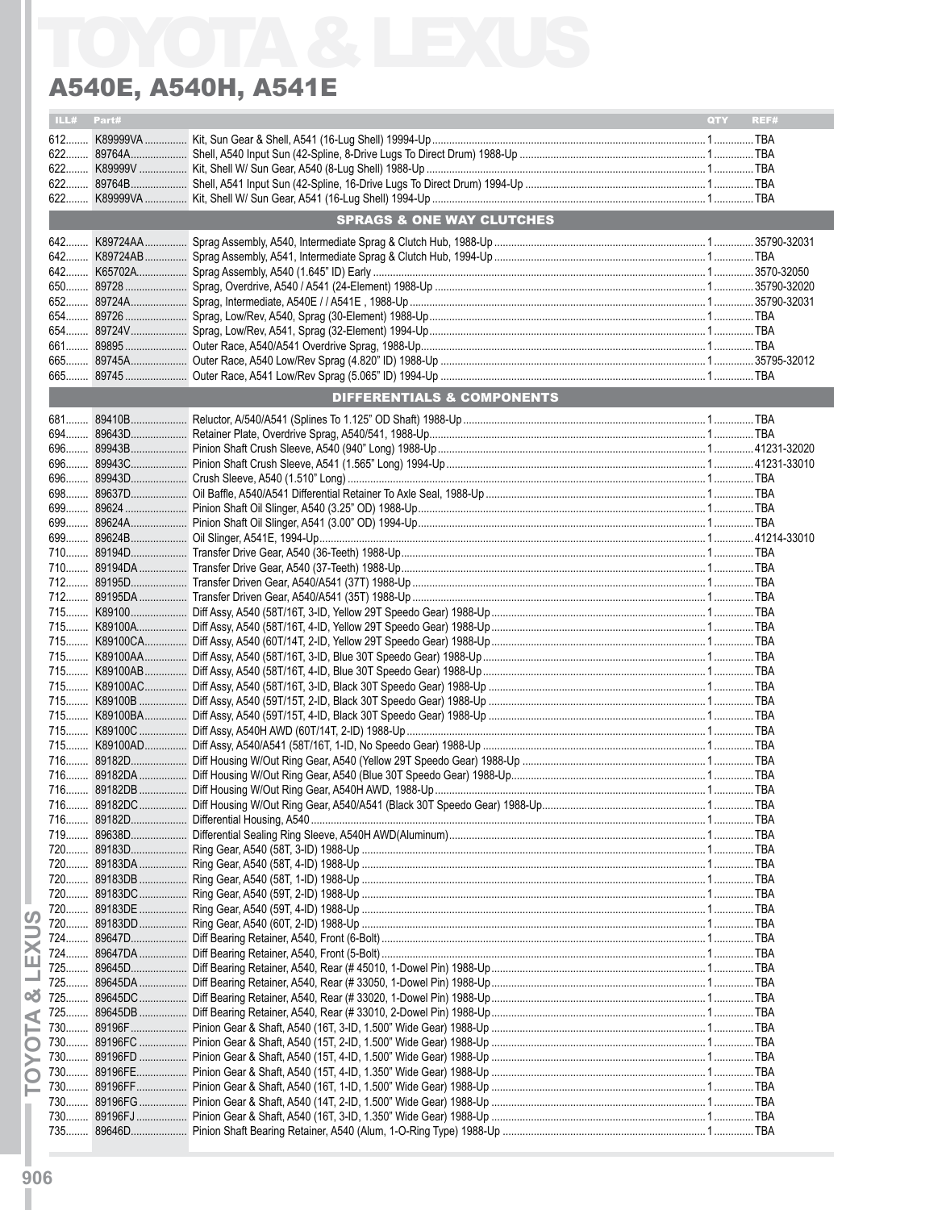# TOYOTA & LEXUS

## A540E, A540H, A541E

| ILL# | Part# | | QTY | REF# |
|---|---|---|---|---|
| 612 | K89999VA | Kit, Sun Gear & Shell, A541 (16-Lug Shell) 19994-Up | 1 | TBA |
| 622 | 89764A | Shell, A540 Input Sun (42-Spline, 8-Drive Lugs To Direct Drum) 1988-Up | 1 | TBA |
| 622 | K89999V | Kit, Shell W/ Sun Gear, A540 (8-Lug Shell) 1988-Up | 1 | TBA |
| 622 | 89764B | Shell, A541 Input Sun (42-Spline, 16-Drive Lugs To Direct Drum) 1994-Up | 1 | TBA |
| 622 | K89999VA | Kit, Shell W/ Sun Gear, A541 (16-Lug Shell) 1994-Up | 1 | TBA |
| | | **SPRAGS & ONE WAY CLUTCHES** | | |
| 642 | K89724AA | Sprag Assembly, A540, Intermediate Sprag & Clutch Hub, 1988-Up | 1 | 35790-32031 |
| 642 | K89724AB | Sprag Assembly, A541, Intermediate Sprag & Clutch Hub, 1994-Up | 1 | TBA |
| 642 | K65702A | Sprag Assembly, A540 (1.645" ID) Early | 1 | 3570-32050 |
| 650 | 89728 | Sprag, Overdrive, A540 / A541 (24-Element) 1988-Up | 1 | 35790-32020 |
| 652 | 89724A | Sprag, Intermediate, A540E / / A541E , 1988-Up | 1 | 35790-32031 |
| 654 | 89726 | Sprag, Low/Rev, A540, Sprag (30-Element) 1988-Up | 1 | TBA |
| 654 | 89724V | Sprag, Low/Rev, A541, Sprag (32-Element) 1994-Up | 1 | TBA |
| 661 | 89895 | Outer Race, A540/A541 Overdrive Sprag, 1988-Up | 1 | TBA |
| 665 | 89745A | Outer Race, A540 Low/Rev Sprag (4.820" ID) 1988-Up | 1 | 35795-32012 |
| 665 | 89745 | Outer Race, A541 Low/Rev Sprag (5.065" ID) 1994-Up | 1 | TBA |
| | | **DIFFERENTIALS & COMPONENTS** | | |
| 681 | 89410B | Reluctor, A/540/A541 (Splines To 1.125" OD Shaft) 1988-Up | 1 | TBA |
| 694 | 89643D | Retainer Plate, Overdrive Sprag, A540/541, 1988-Up | 1 | TBA |
| 696 | 89943B | Pinion Shaft Crush Sleeve, A540 (940" Long) 1988-Up | 1 | 41231-32020 |
| 696 | 89943C | Pinion Shaft Crush Sleeve, A541 (1.565" Long) 1994-Up | 1 | 41231-33010 |
| 696 | 89943D | Crush Sleeve, A540 (1.510" Long) | 1 | TBA |
| 698 | 89637D | Oil Baffle, A540/A541 Differential Retainer To Axle Seal, 1988-Up | 1 | TBA |
| 699 | 89624 | Pinion Shaft Oil Slinger, A540 (3.25" OD) 1988-Up | 1 | TBA |
| 699 | 89624A | Pinion Shaft Oil Slinger, A541 (3.00" OD) 1994-Up | 1 | TBA |
| 699 | 89624B | Oil Slinger, A541E, 1994-Up | 1 | 41214-33010 |
| 710 | 89194D | Transfer Drive Gear, A540 (36-Teeth) 1988-Up | 1 | TBA |
| 710 | 89194DA | Transfer Drive Gear, A540 (37-Teeth) 1988-Up | 1 | TBA |
| 712 | 89195D | Transfer Driven Gear, A540/A541 (37T) 1988-Up | 1 | TBA |
| 712 | 89195DA | Transfer Driven Gear, A540/A541 (35T) 1988-Up | 1 | TBA |
| 715 | K89100 | Diff Assy, A540 (58T/16T, 3-ID, Yellow 29T Speedo Gear) 1988-Up | 1 | TBA |
| 715 | K89100A | Diff Assy, A540 (58T/16T, 4-ID, Yellow 29T Speedo Gear) 1988-Up | 1 | TBA |
| 715 | K89100CA | Diff Assy, A540 (60T/14T, 2-ID, Yellow 29T Speedo Gear) 1988-Up | 1 | TBA |
| 715 | K89100AA | Diff Assy, A540 (58T/16T, 3-ID, Blue 30T Speedo Gear) 1988-Up | 1 | TBA |
| 715 | K89100AB | Diff Assy, A540 (58T/16T, 4-ID, Blue 30T Speedo Gear) 1988-Up | 1 | TBA |
| 715 | K89100AC | Diff Assy, A540 (58T/16T, 3-ID, Black 30T Speedo Gear) 1988-Up | 1 | TBA |
| 715 | K89100B | Diff Assy, A540 (59T/15T, 2-ID, Black 30T Speedo Gear) 1988-Up | 1 | TBA |
| 715 | K89100BA | Diff Assy, A540 (59T/15T, 4-ID, Black 30T Speedo Gear) 1988-Up | 1 | TBA |
| 715 | K89100C | Diff Assy, A540H AWD (60T/14T, 2-ID) 1988-Up | 1 | TBA |
| 715 | K89100AD | Diff Assy, A540/A541 (58T/16T, 1-ID, No Speedo Gear) 1988-Up | 1 | TBA |
| 716 | 89182D | Diff Housing W/Out Ring Gear, A540 (Yellow 29T Speedo Gear) 1988-Up | 1 | TBA |
| 716 | 89182DA | Diff Housing W/Out Ring Gear, A540 (Blue 30T Speedo Gear) 1988-Up | 1 | TBA |
| 716 | 89182DB | Diff Housing W/Out Ring Gear, A540H AWD, 1988-Up | 1 | TBA |
| 716 | 89182DC | Diff Housing W/Out Ring Gear, A540/A541 (Black 30T Speedo Gear) 1988-Up | 1 | TBA |
| 716 | 89182D | Differential Housing, A540 | 1 | TBA |
| 719 | 89638D | Differential Sealing Ring Sleeve, A540H AWD(Aluminum) | 1 | TBA |
| 720 | 89183D | Ring Gear, A540 (58T, 3-ID) 1988-Up | 1 | TBA |
| 720 | 89183DA | Ring Gear, A540 (58T, 4-ID) 1988-Up | 1 | TBA |
| 720 | 89183DB | Ring Gear, A540 (58T, 1-ID) 1988-Up | 1 | TBA |
| 720 | 89183DC | Ring Gear, A540 (59T, 2-ID) 1988-Up | 1 | TBA |
| 720 | 89183DE | Ring Gear, A540 (59T, 4-ID) 1988-Up | 1 | TBA |
| 720 | 89183DD | Ring Gear, A540 (60T, 2-ID) 1988-Up | 1 | TBA |
| 724 | 89647D | Diff Bearing Retainer, A540, Front (6-Bolt) | 1 | TBA |
| 724 | 89647DA | Diff Bearing Retainer, A540, Front (5-Bolt) | 1 | TBA |
| 725 | 89645D | Diff Bearing Retainer, A540, Rear (# 45010, 1-Dowel Pin) 1988-Up | 1 | TBA |
| 725 | 89645DA | Diff Bearing Retainer, A540, Rear (# 33050, 1-Dowel Pin) 1988-Up | 1 | TBA |
| 725 | 89645DC | Diff Bearing Retainer, A540, Rear (# 33020, 1-Dowel Pin) 1988-Up | 1 | TBA |
| 725 | 89645DB | Diff Bearing Retainer, A540, Rear (# 33010, 2-Dowel Pin) 1988-Up | 1 | TBA |
| 730 | 89196F | Pinion Gear & Shaft, A540 (16T, 3-ID, 1.500" Wide Gear) 1988-Up | 1 | TBA |
| 730 | 89196FC | Pinion Gear & Shaft, A540 (15T, 2-ID, 1.500" Wide Gear) 1988-Up | 1 | TBA |
| 730 | 89196FD | Pinion Gear & Shaft, A540 (15T, 4-ID, 1.500" Wide Gear) 1988-Up | 1 | TBA |
| 730 | 89196FE | Pinion Gear & Shaft, A540 (15T, 4-ID, 1.350" Wide Gear) 1988-Up | 1 | TBA |
| 730 | 89196FF | Pinion Gear & Shaft, A540 (16T, 1-ID, 1.500" Wide Gear) 1988-Up | 1 | TBA |
| 730 | 89196FG | Pinion Gear & Shaft, A540 (14T, 2-ID, 1.500" Wide Gear) 1988-Up | 1 | TBA |
| 730 | 89196FJ | Pinion Gear & Shaft, A540 (16T, 3-ID, 1.350" Wide Gear) 1988-Up | 1 | TBA |
| 735 | 89646D | Pinion Shaft Bearing Retainer, A540 (Alum, 1-O-Ring Type) 1988-Up | 1 | TBA |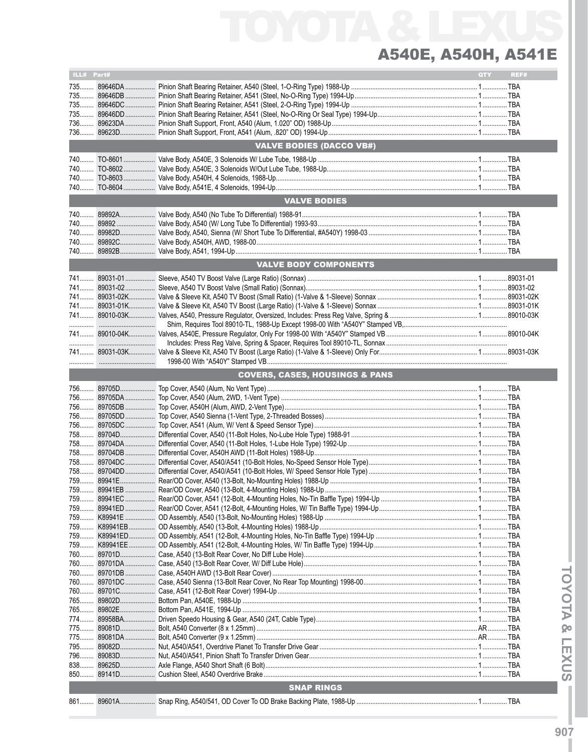# TOYOTA & LEXUS

## A540E, A540H, A541E

| ILL# | Part# | Description | QTY | REF# |
|---|---|---|---|---|
| 735 | 89646DA | Pinion Shaft Bearing Retainer, A540 (Steel, 1-O-Ring Type) 1988-Up | 1 | TBA |
| 735 | 89646DB | Pinion Shaft Bearing Retainer, A541 (Steel, No-O-Ring Type) 1994-Up | 1 | TBA |
| 735 | 89646DC | Pinion Shaft Bearing Retainer, A541 (Steel, 2-O-Ring Type) 1994-Up | 1 | TBA |
| 735 | 89646DD | Pinion Shaft Bearing Retainer, A541 (Steel, No-O-Ring Or Seal Type) 1994-Up | 1 | TBA |
| 736 | 89623DA | Pinion Shaft Support, Front, A540 (Alum, 1.020" OD) 1988-Up | 1 | TBA |
| 736 | 89623D | Pinion Shaft Support, Front, A541 (Alum, .820" OD) 1994-Up | 1 | TBA |
| | | **VALVE BODIES (DACCO VB#)** | | |
| 740 | TO-8601 | Valve Body, A540E, 3 Solenoids W/ Lube Tube, 1988-Up | 1 | TBA |
| 740 | TO-8602 | Valve Body, A540E, 3 Solenoids W/Out Lube Tube, 1988-Up | 1 | TBA |
| 740 | TO-8603 | Valve Body, A540H, 4 Solenoids, 1988-Up | 1 | TBA |
| 740 | TO-8604 | Valve Body, A541E, 4 Solenoids, 1994-Up | 1 | TBA |
| | | **VALVE BODIES** | | |
| 740 | 89892A | Valve Body, A540 (No Tube To Differential) 1988-91 | 1 | TBA |
| 740 | 89892 | Valve Body, A540 (W/ Long Tube To Differential) 1993-93 | 1 | TBA |
| 740 | 89982D | Valve Body, A540, Sienna (W/ Short Tube To Differential, #A540Y) 1998-03 | 1 | TBA |
| 740 | 89892C | Valve Body, A540H, AWD, 1988-00 | 1 | TBA |
| 740 | 89892B | Valve Body, A541, 1994-Up | 1 | TBA |
| | | **VALVE BODY COMPONENTS** | | |
| 741 | 89031-01 | Sleeve, A540 TV Boost Valve (Large Ratio) (Sonnax) | 1 | 89031-01 |
| 741 | 89031-02 | Sleeve, A540 TV Boost Valve (Small Ratio) (Sonnax) | 1 | 89031-02 |
| 741 | 89031-02K | Valve & Sleeve Kit, A540 TV Boost (Small Ratio) (1-Valve & 1-Sleeve) Sonnax | 1 | 89031-02K |
| 741 | 89031-01K | Valve & Sleeve Kit, A540 TV Boost (Large Ratio) (1-Valve & 1-Sleeve) Sonnax | 1 | 89031-01K |
| 741 | 89010-03K | Valves, A540, Pressure Regulator, Oversized, Includes: Press Reg Valve, Spring & Shim, Requires Tool 89010-TL, 1988-Up Except 1998-00 With "A540Y" Stamped VB, | 1 | 89010-03K |
| 741 | 89010-04K | Valves, A540E, Pressure Regulator, Only For 1998-00 With "A540Y" Stamped VB Includes: Press Reg Valve, Spring & Spacer, Requires Tool 89010-TL, Sonnax | 1 | 89010-04K |
| 741 | 89031-03K | Valve & Sleeve Kit, A540 TV Boost (Large Ratio) (1-Valve & 1-Sleeve) Only For 1998-00 With "A540Y" Stamped VB | 1 | 89031-03K |
| | | **COVERS, CASES, HOUSINGS & PANS** | | |
| 756 | 89705D | Top Cover, A540 (Alum, No Vent Type) | 1 | TBA |
| 756 | 89705DA | Top Cover, A540 (Alum, 2WD, 1-Vent Type) | 1 | TBA |
| 756 | 89705DB | Top Cover, A540H (Alum, AWD, 2-Vent Type) | 1 | TBA |
| 756 | 89705DD | Top Cover, A540 Sienna (1-Vent Type, 2-Threaded Bosses) | 1 | TBA |
| 756 | 89705DC | Top Cover, A541 (Alum, W/ Vent & Speed Sensor Type) | 1 | TBA |
| 758 | 89704D | Differential Cover, A540 (11-Bolt Holes, No-Lube Hole Type) 1988-91 | 1 | TBA |
| 758 | 89704DA | Differential Cover, A540 (11-Bolt Holes, 1-Lube Hole Type) 1992-Up | 1 | TBA |
| 758 | 89704DB | Differential Cover, A540H AWD (11-Bolt Holes) 1988-Up | 1 | TBA |
| 758 | 89704DC | Differential Cover, A540/A541 (10-Bolt Holes, No-Speed Sensor Hole Type) | 1 | TBA |
| 758 | 89704DD | Differential Cover, A540/A541 (10-Bolt Holes, W/ Speed Sensor Hole Type) | 1 | TBA |
| 759 | 89941E | Rear/OD Cover, A540 (13-Bolt, No-Mounting Holes) 1988-Up | 1 | TBA |
| 759 | 89941EB | Rear/OD Cover, A540 (13-Bolt, 4-Mounting Holes) 1988-Up | 1 | TBA |
| 759 | 89941EC | Rear/OD Cover, A541 (12-Bolt, 4-Mounting Holes, No-Tin Baffle Type) 1994-Up | 1 | TBA |
| 759 | 89941ED | Rear/OD Cover, A541 (12-Bolt, 4-Mounting Holes, W/ Tin Baffle Type) 1994-Up | 1 | TBA |
| 759 | K89941E | OD Assembly, A540 (13-Bolt, No-Mounting Holes) 1988-Up | 1 | TBA |
| 759 | K89941EB | OD Assembly, A540 (13-Bolt, 4-Mounting Holes) 1988-Up | 1 | TBA |
| 759 | K89941ED | OD Assembly, A541 (12-Bolt, 4-Mounting Holes, No-Tin Baffle Type) 1994-Up | 1 | TBA |
| 759 | K89941EE | OD Assembly, A541 (12-Bolt, 4-Mounting Holes, W/ Tin Baffle Type) 1994-Up | 1 | TBA |
| 760 | 89701D | Case, A540 (13-Bolt Rear Cover, No Diff Lube Hole) | 1 | TBA |
| 760 | 89701DA | Case, A540 (13-Bolt Rear Cover, W/ Diff Lube Hole) | 1 | TBA |
| 760 | 89701DB | Case, A540H AWD (13-Bolt Rear Cover) | 1 | TBA |
| 760 | 89701DC | Case, A540 Sienna (13-Bolt Rear Cover, No Rear Top Mounting) 1998-00 | 1 | TBA |
| 760 | 89701C | Case, A541 (12-Bolt Rear Cover) 1994-Up | 1 | TBA |
| 765 | 89802D | Bottom Pan, A540E, 1988-Up | 1 | TBA |
| 765 | 89802E | Bottom Pan, A541E, 1994-Up | 1 | TBA |
| 774 | 89958BA | Driven Speedo Housing & Gear, A540 (24T, Cable Type) | 1 | TBA |
| 775 | 89081D | Bolt, A540 Converter (8 x 1.25mm) | AR | TBA |
| 775 | 89081DA | Bolt, A540 Converter (9 x 1.25mm) | AR | TBA |
| 795 | 89082D | Nut, A540/A541, Overdrive Planet To Transfer Drive Gear | 1 | TBA |
| 796 | 89083D | Nut, A540/A541, Pinion Shaft To Transfer Driven Gear | 1 | TBA |
| 838 | 89625D | Axle Flange, A540 Short Shaft (6 Bolt) | 1 | TBA |
| 850 | 89141D | Cushion Steel, A540 Overdrive Brake | 1 | TBA |
| | | **SNAP RINGS** | | |
| 861 | 89601A | Snap Ring, A540/541, OD Cover To OD Brake Backing Plate, 1988-Up | 1 | TBA |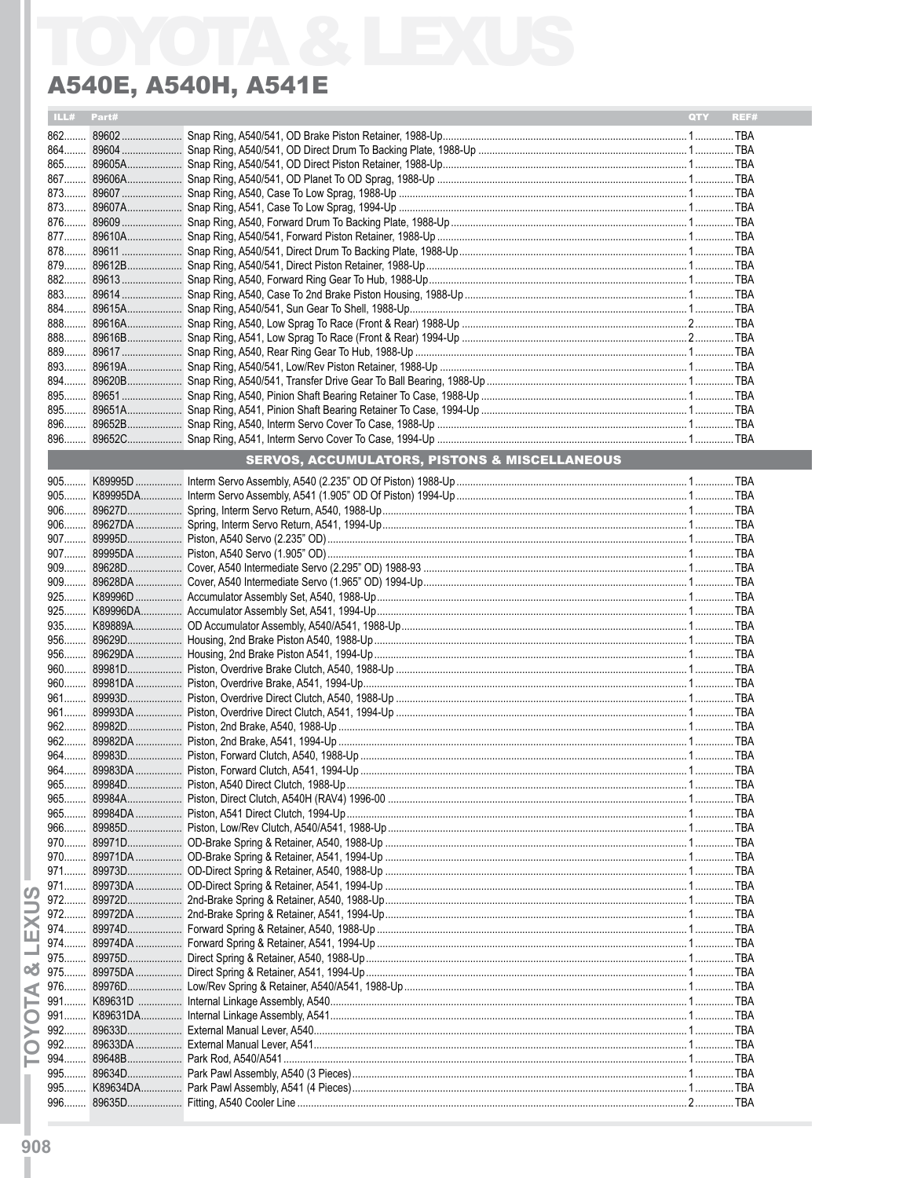# TOYOTA & LEXUS

## A540E, A540H, A541E

| ILL# | Part# | | QTY | REF# |
|---|---|---|---|---|
| 862 | 89602 | Snap Ring, A540/541, OD Brake Piston Retainer, 1988-Up | 1 | TBA |
| 864 | 89604 | Snap Ring, A540/541, OD Direct Drum To Backing Plate, 1988-Up | 1 | TBA |
| 865 | 89605A | Snap Ring, A540/541, OD Direct Piston Retainer, 1988-Up | 1 | TBA |
| 867 | 89606A | Snap Ring, A540/541, OD Planet To OD Sprag, 1988-Up | 1 | TBA |
| 873 | 89607 | Snap Ring, A540, Case To Low Sprag, 1988-Up | 1 | TBA |
| 873 | 89607A | Snap Ring, A541, Case To Low Sprag, 1994-Up | 1 | TBA |
| 876 | 89609 | Snap Ring, A540, Forward Drum To Backing Plate, 1988-Up | 1 | TBA |
| 877 | 89610A | Snap Ring, A540/541, Forward Piston Retainer, 1988-Up | 1 | TBA |
| 878 | 89611 | Snap Ring, A540/541, Direct Drum To Backing Plate, 1988-Up | 1 | TBA |
| 879 | 89612B | Snap Ring, A540/541, Direct Piston Retainer, 1988-Up | 1 | TBA |
| 882 | 89613 | Snap Ring, A540, Forward Ring Gear To Hub, 1988-Up | 1 | TBA |
| 883 | 89614 | Snap Ring, A540, Case To 2nd Brake Piston Housing, 1988-Up | 1 | TBA |
| 884 | 89615A | Snap Ring, A540/541, Sun Gear To Shell, 1988-Up | 1 | TBA |
| 888 | 89616A | Snap Ring, A540, Low Sprag To Race (Front & Rear) 1988-Up | 2 | TBA |
| 888 | 89616B | Snap Ring, A541, Low Sprag To Race (Front & Rear) 1994-Up | 2 | TBA |
| 889 | 89617 | Snap Ring, A540, Rear Ring Gear To Hub, 1988-Up | 1 | TBA |
| 893 | 89619A | Snap Ring, A540/541, Low/Rev Piston Retainer, 1988-Up | 1 | TBA |
| 894 | 89620B | Snap Ring, A540/541, Transfer Drive Gear To Ball Bearing, 1988-Up | 1 | TBA |
| 895 | 89651 | Snap Ring, A540, Pinion Shaft Bearing Retainer To Case, 1988-Up | 1 | TBA |
| 895 | 89651A | Snap Ring, A541, Pinion Shaft Bearing Retainer To Case, 1994-Up | 1 | TBA |
| 896 | 89652B | Snap Ring, A540, Interm Servo Cover To Case, 1988-Up | 1 | TBA |
| 896 | 89652C | Snap Ring, A541, Interm Servo Cover To Case, 1994-Up | 1 | TBA |
| | | **SERVOS, ACCUMULATORS, PISTONS & MISCELLANEOUS** | | |
| 905 | K89995D | Interm Servo Assembly, A540 (2.235" OD Of Piston) 1988-Up | 1 | TBA |
| 905 | K89995DA | Interm Servo Assembly, A541 (1.905" OD Of Piston) 1994-Up | 1 | TBA |
| 906 | 89627D | Spring, Interm Servo Return, A540, 1988-Up | 1 | TBA |
| 906 | 89627DA | Spring, Interm Servo Return, A541, 1994-Up | 1 | TBA |
| 907 | 89995D | Piston, A540 Servo (2.235" OD) | 1 | TBA |
| 907 | 89995DA | Piston, A540 Servo (1.905" OD) | 1 | TBA |
| 909 | 89628D | Cover, A540 Intermediate Servo (2.295" OD) 1988-93 | 1 | TBA |
| 909 | 89628DA | Cover, A540 Intermediate Servo (1.965" OD) 1994-Up | 1 | TBA |
| 925 | K89996D | Accumulator Assembly Set, A540, 1988-Up | 1 | TBA |
| 925 | K89996DA | Accumulator Assembly Set, A541, 1994-Up | 1 | TBA |
| 935 | K89889A | OD Accumulator Assembly, A540/A541, 1988-Up | 1 | TBA |
| 956 | 89629D | Housing, 2nd Brake Piston A540, 1988-Up | 1 | TBA |
| 956 | 89629DA | Housing, 2nd Brake Piston A541, 1994-Up | 1 | TBA |
| 960 | 89981D | Piston, Overdrive Brake Clutch, A540, 1988-Up | 1 | TBA |
| 960 | 89981DA | Piston, Overdrive Brake, A541, 1994-Up | 1 | TBA |
| 961 | 89993D | Piston, Overdrive Direct Clutch, A540, 1988-Up | 1 | TBA |
| 961 | 89993DA | Piston, Overdrive Direct Clutch, A541, 1994-Up | 1 | TBA |
| 962 | 89982D | Piston, 2nd Brake, A540, 1988-Up | 1 | TBA |
| 962 | 89982DA | Piston, 2nd Brake, A541, 1994-Up | 1 | TBA |
| 964 | 89983D | Piston, Forward Clutch, A540, 1988-Up | 1 | TBA |
| 964 | 89983DA | Piston, Forward Clutch, A541, 1994-Up | 1 | TBA |
| 965 | 89984D | Piston, A540 Direct Clutch, 1988-Up | 1 | TBA |
| 965 | 89984A | Piston, Direct Clutch, A540H (RAV4) 1996-00 | 1 | TBA |
| 965 | 89984DA | Piston, A541 Direct Clutch, 1994-Up | 1 | TBA |
| 966 | 89985D | Piston, Low/Rev Clutch, A540/A541, 1988-Up | 1 | TBA |
| 970 | 89971D | OD-Brake Spring & Retainer, A540, 1988-Up | 1 | TBA |
| 970 | 89971DA | OD-Brake Spring & Retainer, A541, 1994-Up | 1 | TBA |
| 971 | 89973D | OD-Direct Spring & Retainer, A540, 1988-Up | 1 | TBA |
| 971 | 89973DA | OD-Direct Spring & Retainer, A541, 1994-Up | 1 | TBA |
| 972 | 89972D | 2nd-Brake Spring & Retainer, A540, 1988-Up | 1 | TBA |
| 972 | 89972DA | 2nd-Brake Spring & Retainer, A541, 1994-Up | 1 | TBA |
| 974 | 89974D | Forward Spring & Retainer, A540, 1988-Up | 1 | TBA |
| 974 | 89974DA | Forward Spring & Retainer, A541, 1994-Up | 1 | TBA |
| 975 | 89975D | Direct Spring & Retainer, A540, 1988-Up | 1 | TBA |
| 975 | 89975DA | Direct Spring & Retainer, A541, 1994-Up | 1 | TBA |
| 976 | 89976D | Low/Rev Spring & Retainer, A540/A541, 1988-Up | 1 | TBA |
| 991 | K89631D | Internal Linkage Assembly, A540 | 1 | TBA |
| 991 | K89631DA | Internal Linkage Assembly, A541 | 1 | TBA |
| 992 | 89633D | External Manual Lever, A540 | 1 | TBA |
| 992 | 89633DA | External Manual Lever, A541 | 1 | TBA |
| 994 | 89648B | Park Rod, A540/A541 | 1 | TBA |
| 995 | 89634D | Park Pawl Assembly, A540 (3 Pieces) | 1 | TBA |
| 995 | K89634DA | Park Pawl Assembly, A541 (4 Pieces) | 1 | TBA |
| 996 | 89635D | Fitting, A540 Cooler Line | 2 | TBA |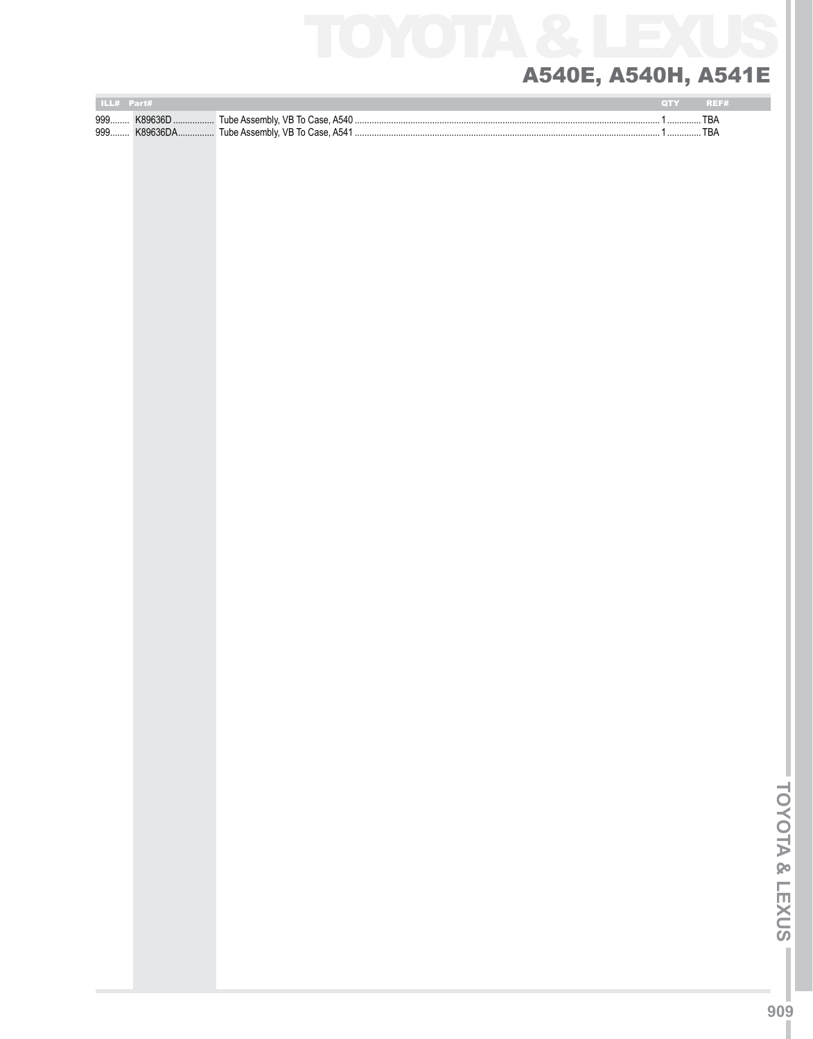# TOYOTA & LEXUS

## A540E, A540H, A541E

| ILL# | Part# | | QTY | REF# |
|---|---|---|---|---|
| 999 | K89636D | Tube Assembly, VB To Case, A540 | 1 | TBA |
| 999 | K89636DA | Tube Assembly, VB To Case, A541 | 1 | TBA |